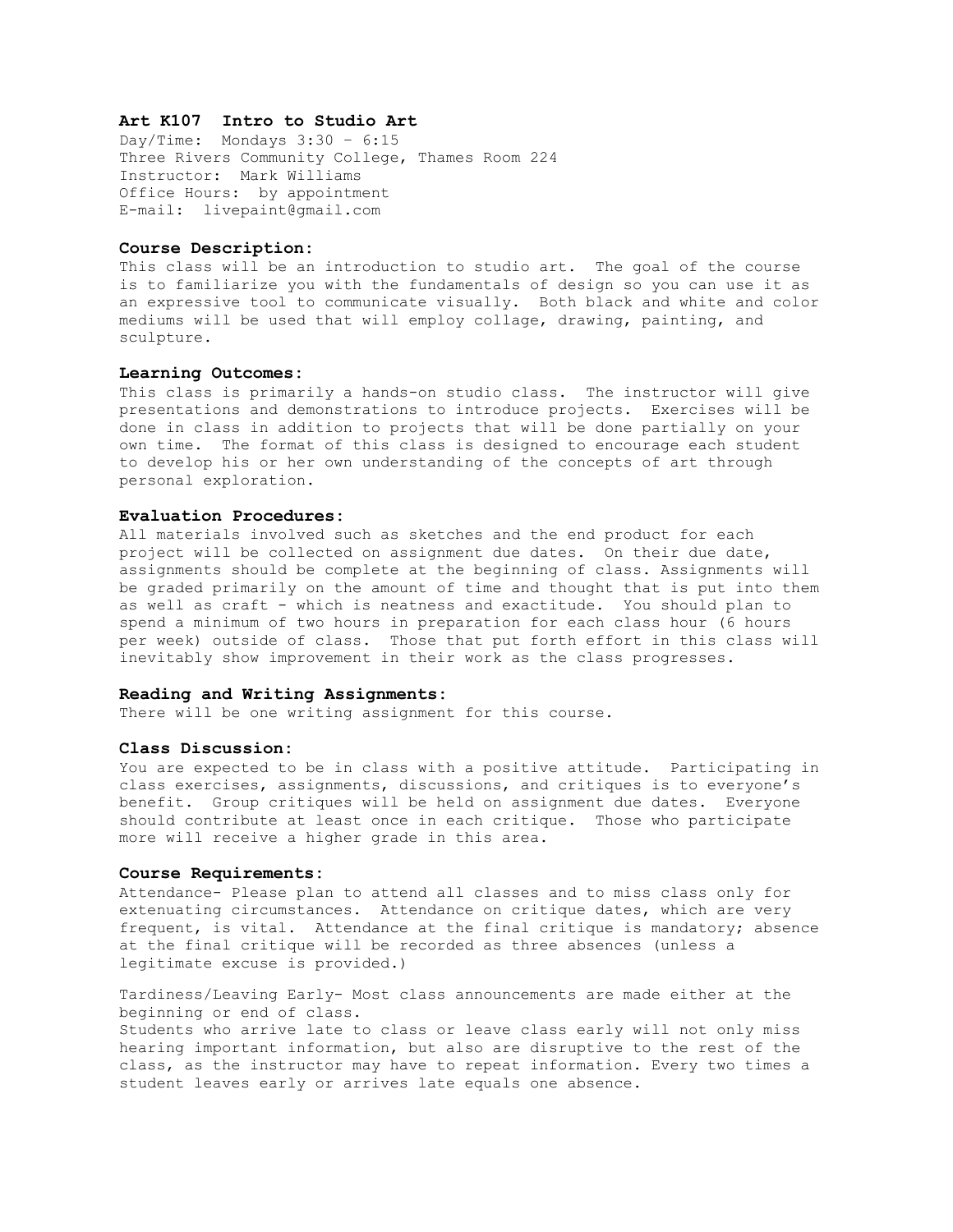# Art K107 Intro to Studio Art

Day/Time: Mondays 3:30 – 6:15
Three Rivers Community College, Thames Room 224
Instructor: Mark Williams
Office Hours: by appointment
E-mail: livepaint@gmail.com

## Course Description:

This class will be an introduction to studio art. The goal of the course is to familiarize you with the fundamentals of design so you can use it as an expressive tool to communicate visually. Both black and white and color mediums will be used that will employ collage, drawing, painting, and sculpture.

## Learning Outcomes:

This class is primarily a hands-on studio class. The instructor will give presentations and demonstrations to introduce projects. Exercises will be done in class in addition to projects that will be done partially on your own time. The format of this class is designed to encourage each student to develop his or her own understanding of the concepts of art through personal exploration.

## Evaluation Procedures:

All materials involved such as sketches and the end product for each project will be collected on assignment due dates. On their due date, assignments should be complete at the beginning of class. Assignments will be graded primarily on the amount of time and thought that is put into them as well as craft - which is neatness and exactitude. You should plan to spend a minimum of two hours in preparation for each class hour (6 hours per week) outside of class. Those that put forth effort in this class will inevitably show improvement in their work as the class progresses.

## Reading and Writing Assignments:

There will be one writing assignment for this course.

## Class Discussion:

You are expected to be in class with a positive attitude. Participating in class exercises, assignments, discussions, and critiques is to everyone's benefit. Group critiques will be held on assignment due dates. Everyone should contribute at least once in each critique. Those who participate more will receive a higher grade in this area.

## Course Requirements:

Attendance- Please plan to attend all classes and to miss class only for extenuating circumstances. Attendance on critique dates, which are very frequent, is vital. Attendance at the final critique is mandatory; absence at the final critique will be recorded as three absences (unless a legitimate excuse is provided.)

Tardiness/Leaving Early- Most class announcements are made either at the beginning or end of class.
Students who arrive late to class or leave class early will not only miss hearing important information, but also are disruptive to the rest of the class, as the instructor may have to repeat information. Every two times a student leaves early or arrives late equals one absence.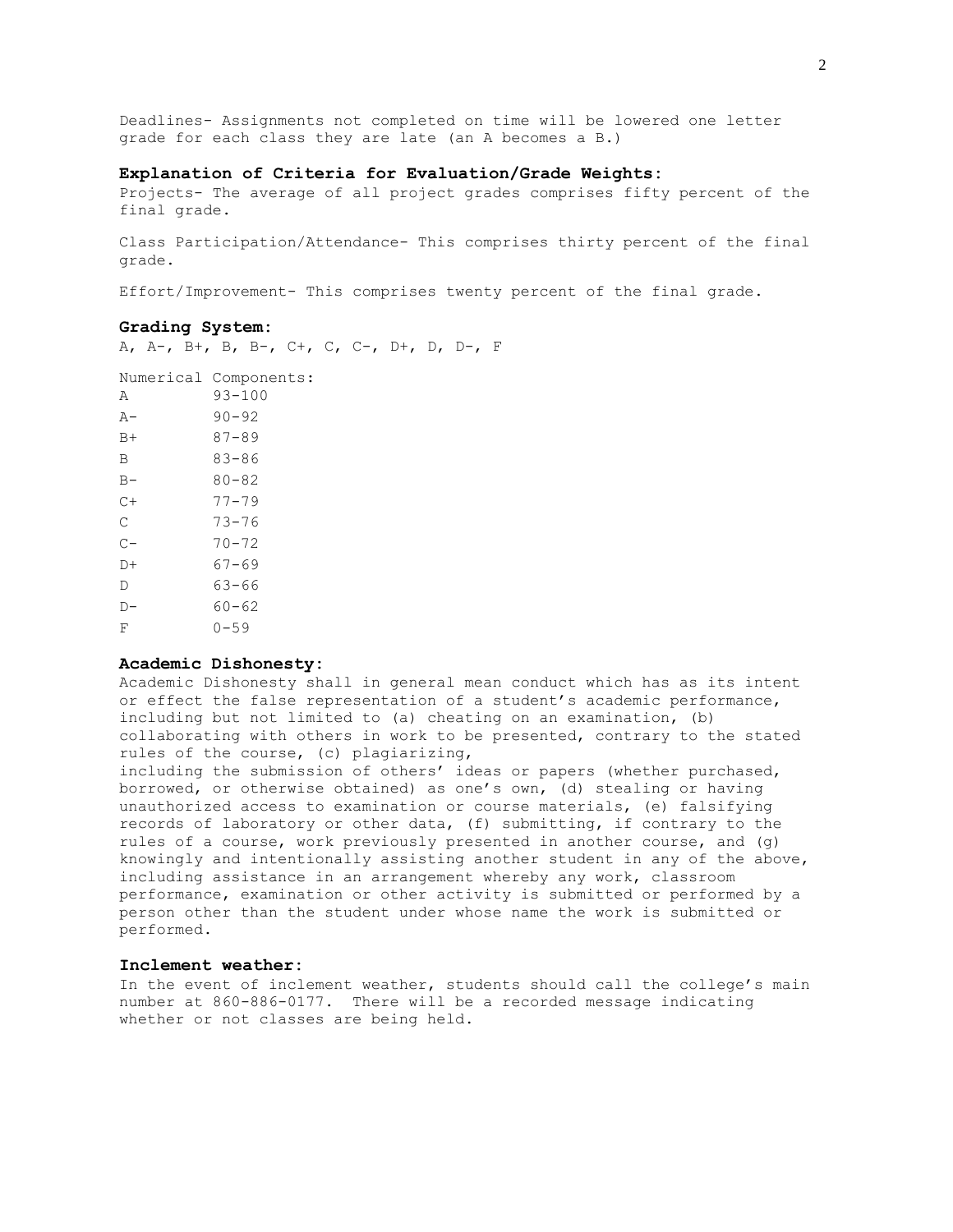Deadlines- Assignments not completed on time will be lowered one letter grade for each class they are late (an A becomes a B.)

**Explanation of Criteria for Evaluation/Grade Weights:**

Projects- The average of all project grades comprises fifty percent of the final grade.

Class Participation/Attendance- This comprises thirty percent of the final grade.

Effort/Improvement- This comprises twenty percent of the final grade.

**Grading System:**

A, A-, B+, B, B-, C+, C, C-, D+, D, D-, F

Numerical Components:

| | |
|---|---|
| A | 93-100 |
| A- | 90-92 |
| B+ | 87-89 |
| B | 83-86 |
| B- | 80-82 |
| C+ | 77-79 |
| C | 73-76 |
| C- | 70-72 |
| D+ | 67-69 |
| D | 63-66 |
| D- | 60-62 |
| F | 0-59 |

**Academic Dishonesty:**

Academic Dishonesty shall in general mean conduct which has as its intent or effect the false representation of a student's academic performance, including but not limited to (a) cheating on an examination, (b) collaborating with others in work to be presented, contrary to the stated rules of the course, (c) plagiarizing, including the submission of others' ideas or papers (whether purchased, borrowed, or otherwise obtained) as one's own, (d) stealing or having unauthorized access to examination or course materials, (e) falsifying records of laboratory or other data, (f) submitting, if contrary to the rules of a course, work previously presented in another course, and (g) knowingly and intentionally assisting another student in any of the above, including assistance in an arrangement whereby any work, classroom performance, examination or other activity is submitted or performed by a person other than the student under whose name the work is submitted or performed.

**Inclement weather:**

In the event of inclement weather, students should call the college's main number at 860-886-0177. There will be a recorded message indicating whether or not classes are being held.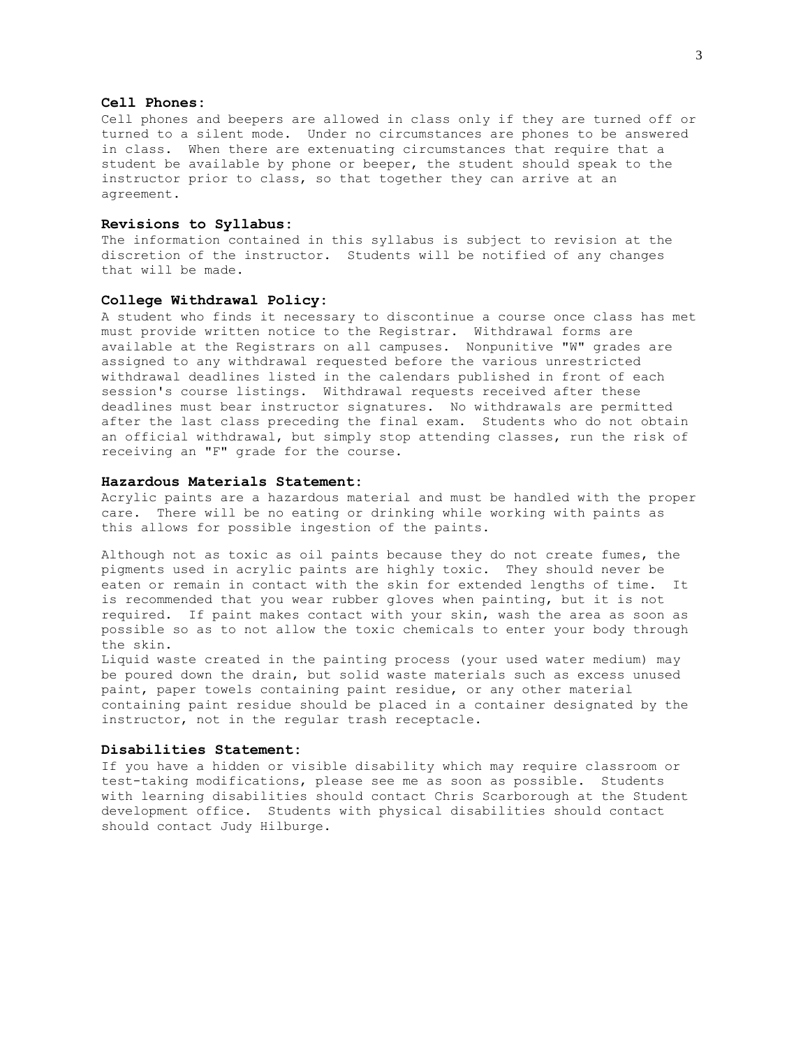**Cell Phones:**

Cell phones and beepers are allowed in class only if they are turned off or turned to a silent mode. Under no circumstances are phones to be answered in class. When there are extenuating circumstances that require that a student be available by phone or beeper, the student should speak to the instructor prior to class, so that together they can arrive at an agreement.

**Revisions to Syllabus:**

The information contained in this syllabus is subject to revision at the discretion of the instructor. Students will be notified of any changes that will be made.

**College Withdrawal Policy:**

A student who finds it necessary to discontinue a course once class has met must provide written notice to the Registrar. Withdrawal forms are available at the Registrars on all campuses. Nonpunitive "W" grades are assigned to any withdrawal requested before the various unrestricted withdrawal deadlines listed in the calendars published in front of each session's course listings. Withdrawal requests received after these deadlines must bear instructor signatures. No withdrawals are permitted after the last class preceding the final exam. Students who do not obtain an official withdrawal, but simply stop attending classes, run the risk of receiving an "F" grade for the course.

**Hazardous Materials Statement:**

Acrylic paints are a hazardous material and must be handled with the proper care. There will be no eating or drinking while working with paints as this allows for possible ingestion of the paints.

Although not as toxic as oil paints because they do not create fumes, the pigments used in acrylic paints are highly toxic. They should never be eaten or remain in contact with the skin for extended lengths of time. It is recommended that you wear rubber gloves when painting, but it is not required. If paint makes contact with your skin, wash the area as soon as possible so as to not allow the toxic chemicals to enter your body through the skin.

Liquid waste created in the painting process (your used water medium) may be poured down the drain, but solid waste materials such as excess unused paint, paper towels containing paint residue, or any other material containing paint residue should be placed in a container designated by the instructor, not in the regular trash receptacle.

**Disabilities Statement:**

If you have a hidden or visible disability which may require classroom or test-taking modifications, please see me as soon as possible. Students with learning disabilities should contact Chris Scarborough at the Student development office. Students with physical disabilities should contact should contact Judy Hilburge.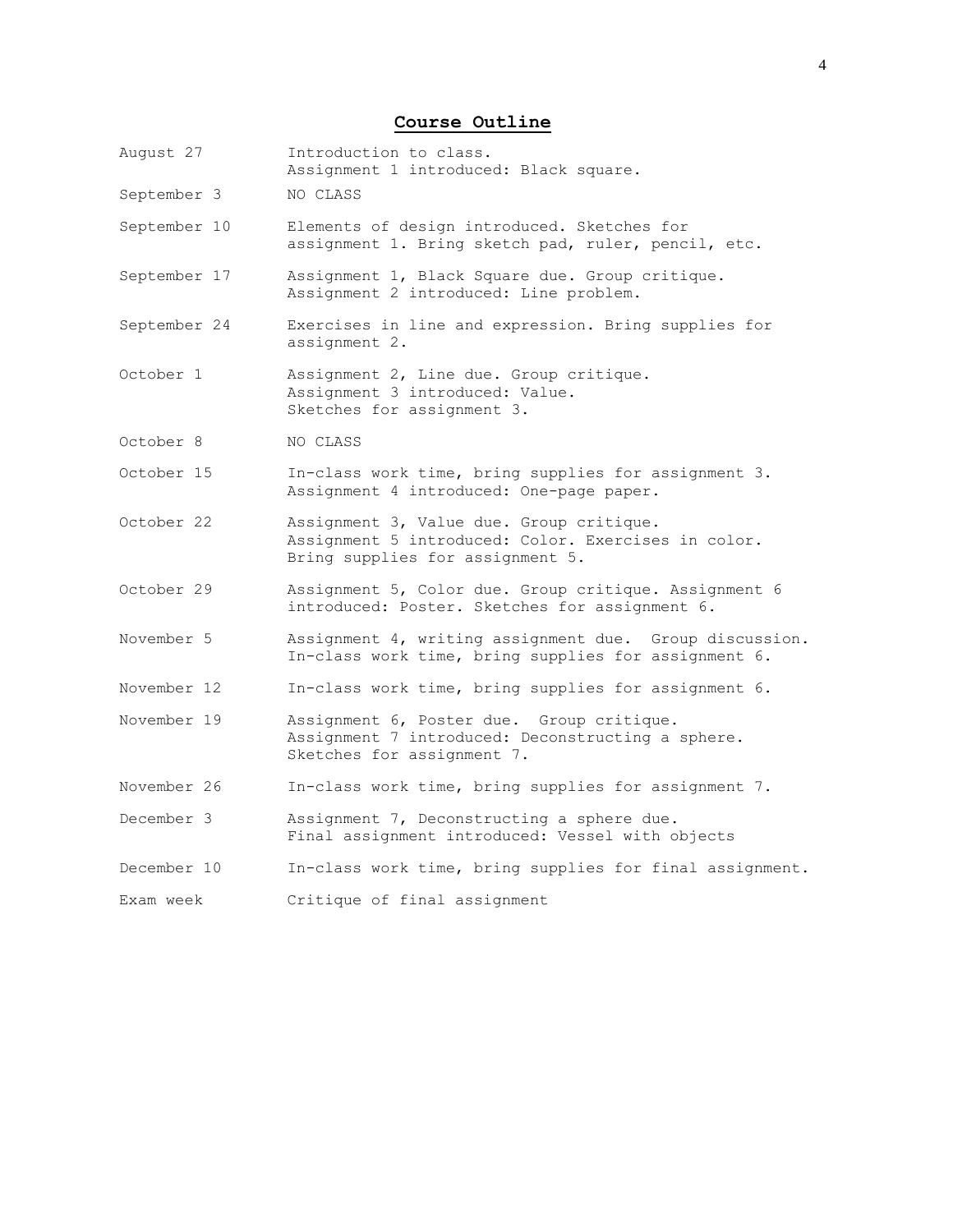## Course Outline

| | |
|---|---|
| August 27 | Introduction to class. Assignment 1 introduced: Black square. |
| September 3 | NO CLASS |
| September 10 | Elements of design introduced. Sketches for assignment 1. Bring sketch pad, ruler, pencil, etc. |
| September 17 | Assignment 1, Black Square due. Group critique. Assignment 2 introduced: Line problem. |
| September 24 | Exercises in line and expression. Bring supplies for assignment 2. |
| October 1 | Assignment 2, Line due. Group critique. Assignment 3 introduced: Value. Sketches for assignment 3. |
| October 8 | NO CLASS |
| October 15 | In-class work time, bring supplies for assignment 3. Assignment 4 introduced: One-page paper. |
| October 22 | Assignment 3, Value due. Group critique. Assignment 5 introduced: Color. Exercises in color. Bring supplies for assignment 5. |
| October 29 | Assignment 5, Color due. Group critique. Assignment 6 introduced: Poster. Sketches for assignment 6. |
| November 5 | Assignment 4, writing assignment due. Group discussion. In-class work time, bring supplies for assignment 6. |
| November 12 | In-class work time, bring supplies for assignment 6. |
| November 19 | Assignment 6, Poster due. Group critique. Assignment 7 introduced: Deconstructing a sphere. Sketches for assignment 7. |
| November 26 | In-class work time, bring supplies for assignment 7. |
| December 3 | Assignment 7, Deconstructing a sphere due. Final assignment introduced: Vessel with objects |
| December 10 | In-class work time, bring supplies for final assignment. |
| Exam week | Critique of final assignment |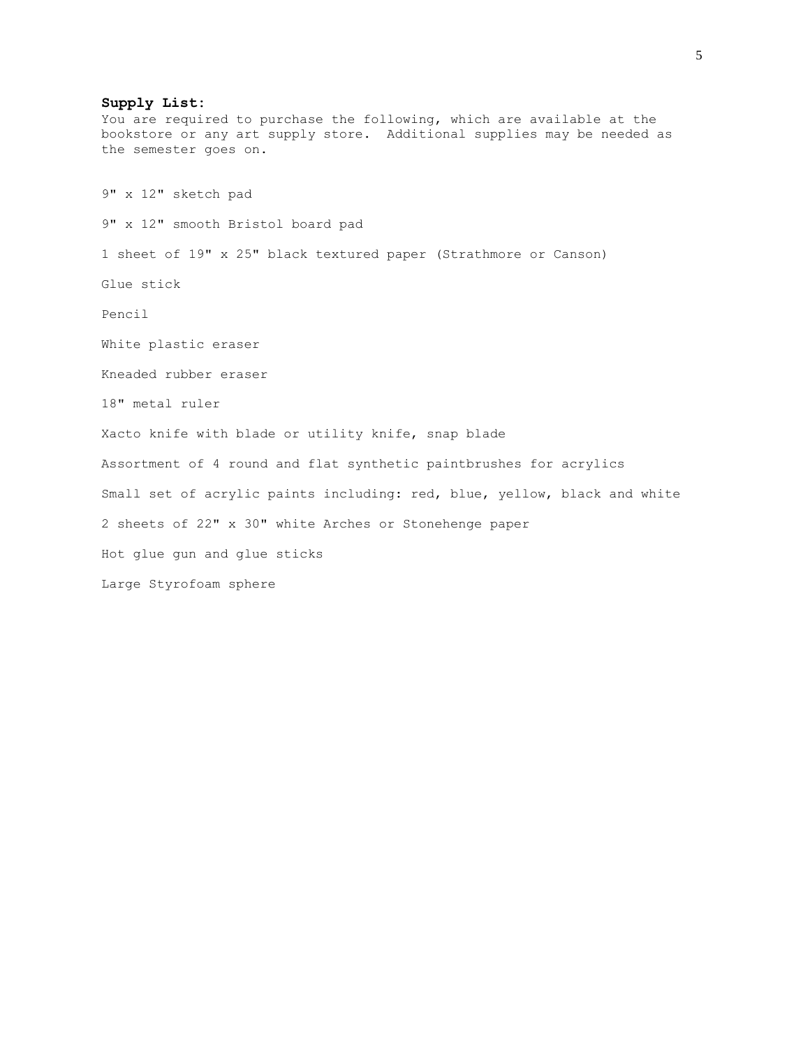**Supply List:**
You are required to purchase the following, which are available at the bookstore or any art supply store. Additional supplies may be needed as the semester goes on.

9" x 12" sketch pad

9" x 12" smooth Bristol board pad

1 sheet of 19" x 25" black textured paper (Strathmore or Canson)

Glue stick

Pencil

White plastic eraser

Kneaded rubber eraser

18" metal ruler

Xacto knife with blade or utility knife, snap blade

Assortment of 4 round and flat synthetic paintbrushes for acrylics

Small set of acrylic paints including: red, blue, yellow, black and white

2 sheets of 22" x 30" white Arches or Stonehenge paper

Hot glue gun and glue sticks

Large Styrofoam sphere